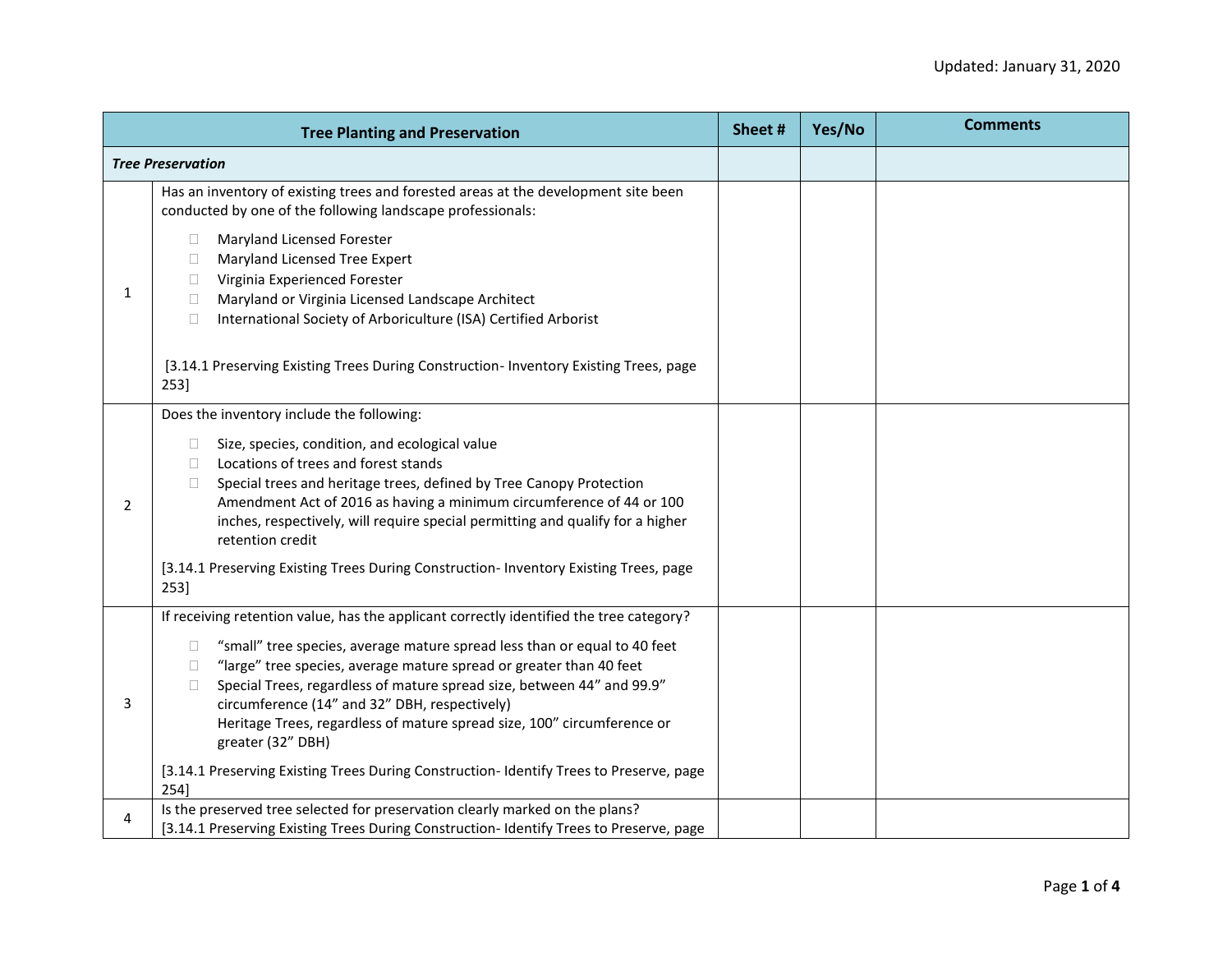Updated: January 31, 2020

| | Tree Planting and Preservation | Sheet # | Yes/No | Comments |
|---|---|---|---|---|
| ***Tree Preservation*** | | | | |
| 1 | Has an inventory of existing trees and forested areas at the development site been conducted by one of the following landscape professionals:<br>☐ Maryland Licensed Forester<br>☐ Maryland Licensed Tree Expert<br>☐ Virginia Experienced Forester<br>☐ Maryland or Virginia Licensed Landscape Architect<br>☐ International Society of Arboriculture (ISA) Certified Arborist<br><br>[3.14.1 Preserving Existing Trees During Construction- Inventory Existing Trees, page 253] | | | |
| 2 | Does the inventory include the following:<br>☐ Size, species, condition, and ecological value<br>☐ Locations of trees and forest stands<br>☐ Special trees and heritage trees, defined by Tree Canopy Protection Amendment Act of 2016 as having a minimum circumference of 44 or 100 inches, respectively, will require special permitting and qualify for a higher retention credit<br><br>[3.14.1 Preserving Existing Trees During Construction- Inventory Existing Trees, page 253] | | | |
| 3 | If receiving retention value, has the applicant correctly identified the tree category?<br>☐ "small" tree species, average mature spread less than or equal to 40 feet<br>☐ "large" tree species, average mature spread or greater than 40 feet<br>☐ Special Trees, regardless of mature spread size, between 44" and 99.9" circumference (14" and 32" DBH, respectively)<br>Heritage Trees, regardless of mature spread size, 100" circumference or greater (32" DBH)<br><br>[3.14.1 Preserving Existing Trees During Construction- Identify Trees to Preserve, page 254] | | | |
| 4 | Is the preserved tree selected for preservation clearly marked on the plans?<br>[3.14.1 Preserving Existing Trees During Construction- Identify Trees to Preserve, page | | | |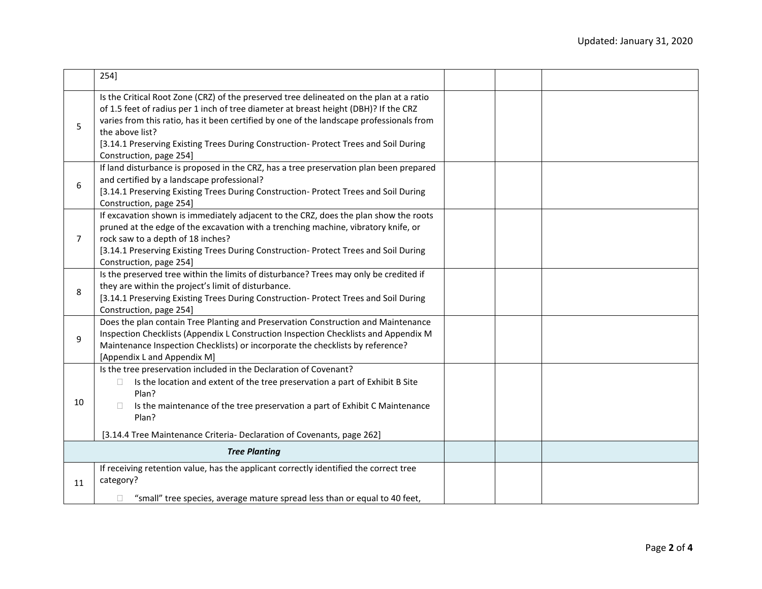| | | | | |
|---|---|---|---|---|
| | 254] | | | |
| 5 | Is the Critical Root Zone (CRZ) of the preserved tree delineated on the plan at a ratio of 1.5 feet of radius per 1 inch of tree diameter at breast height (DBH)? If the CRZ varies from this ratio, has it been certified by one of the landscape professionals from the above list?<br>[3.14.1 Preserving Existing Trees During Construction- Protect Trees and Soil During Construction, page 254] | | | |
| 6 | If land disturbance is proposed in the CRZ, has a tree preservation plan been prepared and certified by a landscape professional?<br>[3.14.1 Preserving Existing Trees During Construction- Protect Trees and Soil During Construction, page 254] | | | |
| 7 | If excavation shown is immediately adjacent to the CRZ, does the plan show the roots pruned at the edge of the excavation with a trenching machine, vibratory knife, or rock saw to a depth of 18 inches?<br>[3.14.1 Preserving Existing Trees During Construction- Protect Trees and Soil During Construction, page 254] | | | |
| 8 | Is the preserved tree within the limits of disturbance? Trees may only be credited if they are within the project's limit of disturbance.<br>[3.14.1 Preserving Existing Trees During Construction- Protect Trees and Soil During Construction, page 254] | | | |
| 9 | Does the plan contain Tree Planting and Preservation Construction and Maintenance Inspection Checklists (Appendix L Construction Inspection Checklists and Appendix M Maintenance Inspection Checklists) or incorporate the checklists by reference?<br>[Appendix L and Appendix M] | | | |
| 10 | Is the tree preservation included in the Declaration of Covenant?<br>☐ Is the location and extent of the tree preservation a part of Exhibit B Site Plan?<br>☐ Is the maintenance of the tree preservation a part of Exhibit C Maintenance Plan?<br>[3.14.4 Tree Maintenance Criteria- Declaration of Covenants, page 262] | | | |
| | ***Tree Planting*** | | | |
| 11 | If receiving retention value, has the applicant correctly identified the correct tree category?<br>☐ "small" tree species, average mature spread less than or equal to 40 feet, | | | |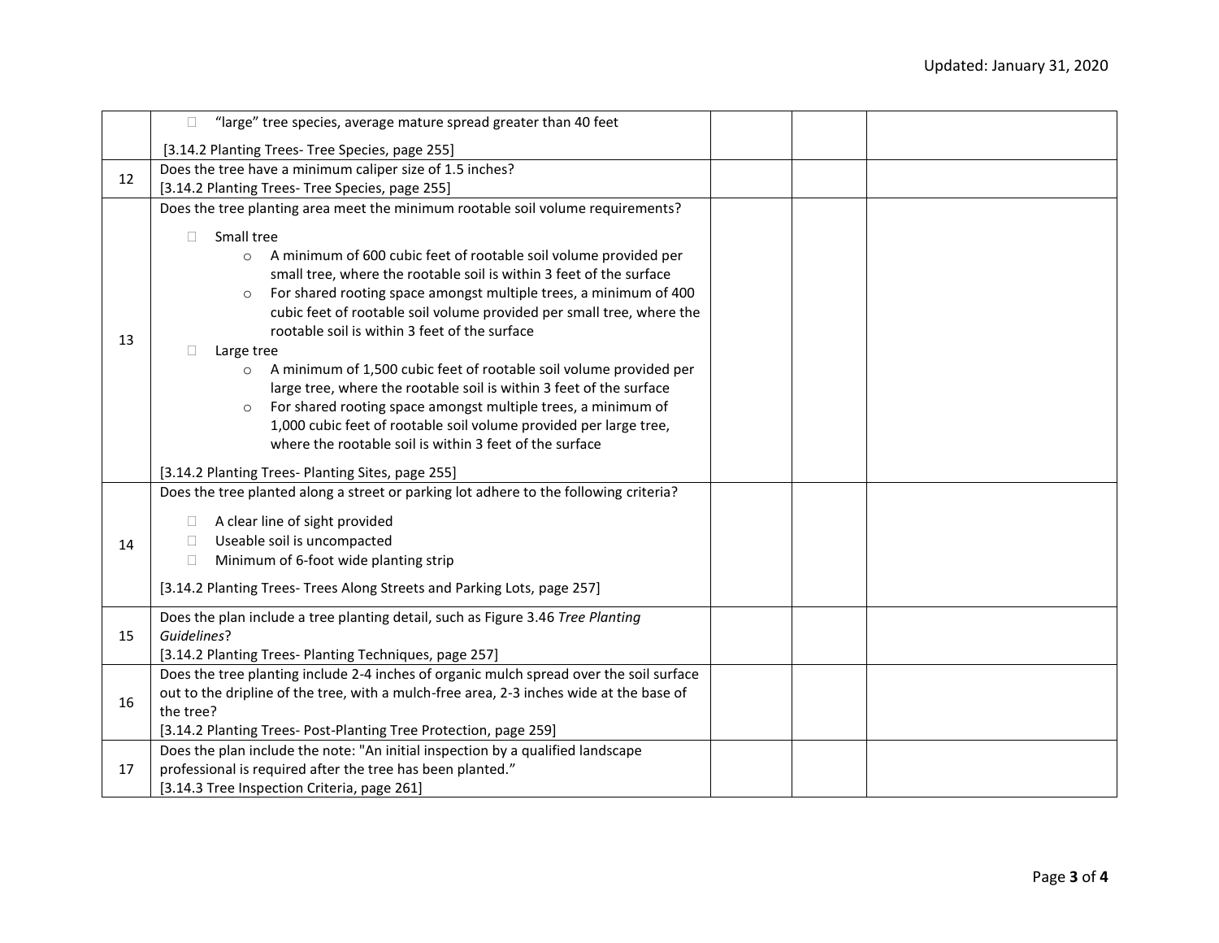| | | | | |
|---|---|---|---|---|
| | ☐ "large" tree species, average mature spread greater than 40 feet<br><br>[3.14.2 Planting Trees- Tree Species, page 255] | | | |
| 12 | Does the tree have a minimum caliper size of 1.5 inches?<br>[3.14.2 Planting Trees- Tree Species, page 255] | | | |
| 13 | Does the tree planting area meet the minimum rootable soil volume requirements?<br><br>☐ Small tree<br>&nbsp;&nbsp;&nbsp;&nbsp;○ A minimum of 600 cubic feet of rootable soil volume provided per small tree, where the rootable soil is within 3 feet of the surface<br>&nbsp;&nbsp;&nbsp;&nbsp;○ For shared rooting space amongst multiple trees, a minimum of 400 cubic feet of rootable soil volume provided per small tree, where the rootable soil is within 3 feet of the surface<br>☐ Large tree<br>&nbsp;&nbsp;&nbsp;&nbsp;○ A minimum of 1,500 cubic feet of rootable soil volume provided per large tree, where the rootable soil is within 3 feet of the surface<br>&nbsp;&nbsp;&nbsp;&nbsp;○ For shared rooting space amongst multiple trees, a minimum of 1,000 cubic feet of rootable soil volume provided per large tree, where the rootable soil is within 3 feet of the surface<br><br>[3.14.2 Planting Trees- Planting Sites, page 255] | | | |
| 14 | Does the tree planted along a street or parking lot adhere to the following criteria?<br><br>☐ A clear line of sight provided<br>☐ Useable soil is uncompacted<br>☐ Minimum of 6-foot wide planting strip<br><br>[3.14.2 Planting Trees- Trees Along Streets and Parking Lots, page 257] | | | |
| 15 | Does the plan include a tree planting detail, such as Figure 3.46 *Tree Planting Guidelines*?<br>[3.14.2 Planting Trees- Planting Techniques, page 257] | | | |
| 16 | Does the tree planting include 2-4 inches of organic mulch spread over the soil surface out to the dripline of the tree, with a mulch-free area, 2-3 inches wide at the base of the tree?<br>[3.14.2 Planting Trees- Post-Planting Tree Protection, page 259] | | | |
| 17 | Does the plan include the note: "An initial inspection by a qualified landscape professional is required after the tree has been planted."<br>[3.14.3 Tree Inspection Criteria, page 261] | | | |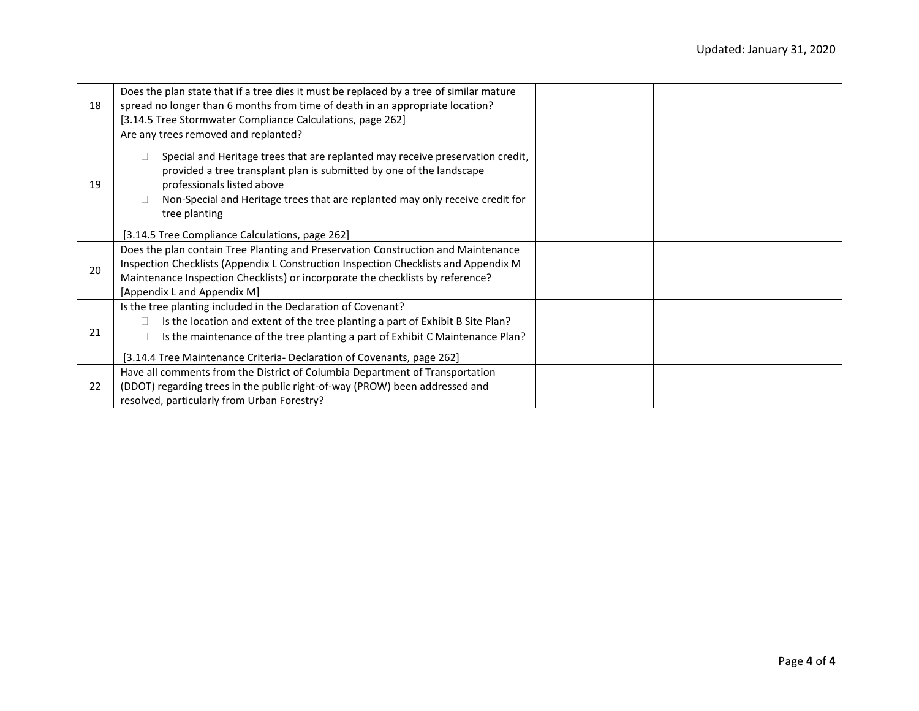| | | | | |
|---|---|---|---|---|
| 18 | Does the plan state that if a tree dies it must be replaced by a tree of similar mature spread no longer than 6 months from time of death in an appropriate location? [3.14.5 Tree Stormwater Compliance Calculations, page 262] | | | |
| 19 | Are any trees removed and replanted?<br>- Special and Heritage trees that are replanted may receive preservation credit, provided a tree transplant plan is submitted by one of the landscape professionals listed above<br>- Non-Special and Heritage trees that are replanted may only receive credit for tree planting<br><br>[3.14.5 Tree Compliance Calculations, page 262] | | | |
| 20 | Does the plan contain Tree Planting and Preservation Construction and Maintenance Inspection Checklists (Appendix L Construction Inspection Checklists and Appendix M Maintenance Inspection Checklists) or incorporate the checklists by reference? [Appendix L and Appendix M] | | | |
| 21 | Is the tree planting included in the Declaration of Covenant?<br>- Is the location and extent of the tree planting a part of Exhibit B Site Plan?<br>- Is the maintenance of the tree planting a part of Exhibit C Maintenance Plan?<br><br>[3.14.4 Tree Maintenance Criteria- Declaration of Covenants, page 262] | | | |
| 22 | Have all comments from the District of Columbia Department of Transportation (DDOT) regarding trees in the public right-of-way (PROW) been addressed and resolved, particularly from Urban Forestry? | | | |